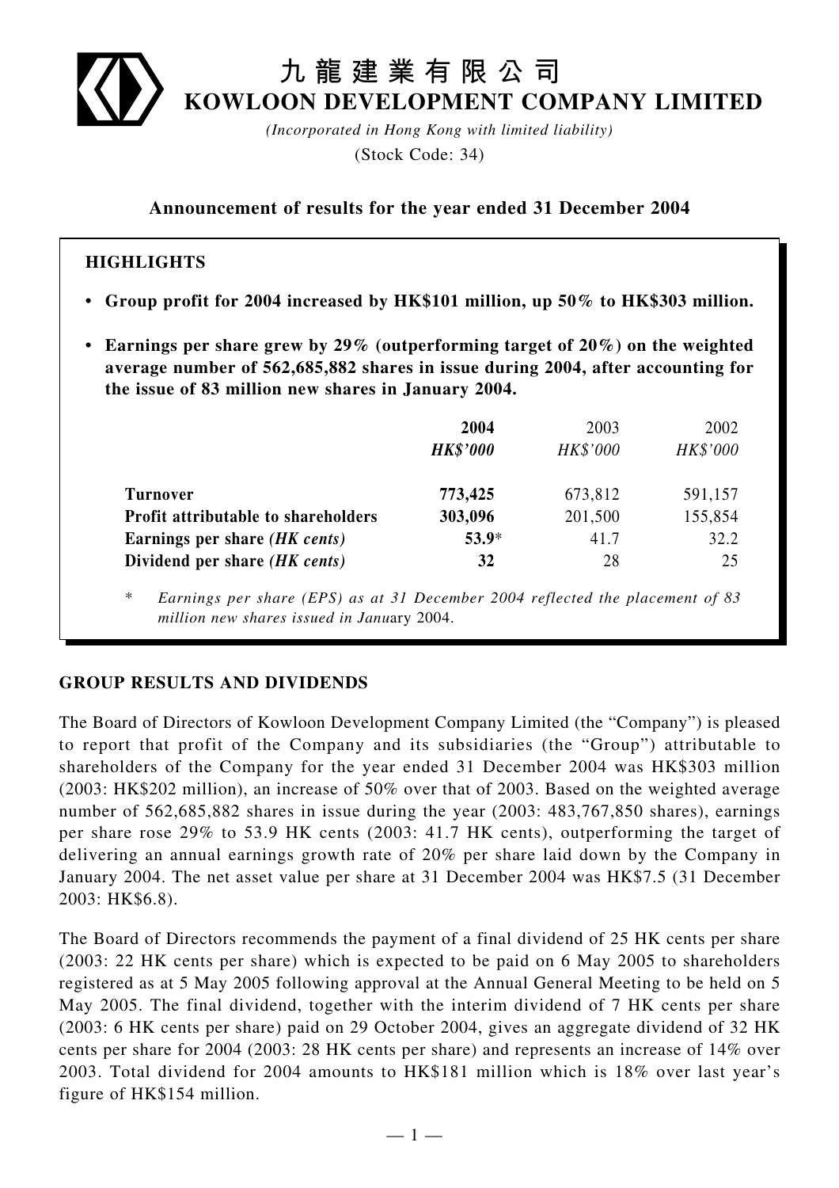# 九龍建業有限公司
# KOWLOON DEVELOPMENT COMPANY LIMITED

*(Incorporated in Hong Kong with limited liability)*

(Stock Code: 34)

## Announcement of results for the year ended 31 December 2004

### HIGHLIGHTS

- **Group profit for 2004 increased by HK$101 million, up 50% to HK$303 million.**
- **Earnings per share grew by 29% (outperforming target of 20%) on the weighted average number of 562,685,882 shares in issue during 2004, after accounting for the issue of 83 million new shares in January 2004.**

| | **2004** | 2003 | 2002 |
|---|---|---|---|
| | ***HK$'000*** | *HK$'000* | *HK$'000* |
| **Turnover** | **773,425** | 673,812 | 591,157 |
| **Profit attributable to shareholders** | **303,096** | 201,500 | 155,854 |
| **Earnings per share *(HK cents)*** | **53.9*** | 41.7 | 32.2 |
| **Dividend per share *(HK cents)*** | **32** | 28 | 25 |

\* *Earnings per share (EPS) as at 31 December 2004 reflected the placement of 83 million new shares issued in January 2004.*

## GROUP RESULTS AND DIVIDENDS

The Board of Directors of Kowloon Development Company Limited (the "Company") is pleased to report that profit of the Company and its subsidiaries (the "Group") attributable to shareholders of the Company for the year ended 31 December 2004 was HK$303 million (2003: HK$202 million), an increase of 50% over that of 2003. Based on the weighted average number of 562,685,882 shares in issue during the year (2003: 483,767,850 shares), earnings per share rose 29% to 53.9 HK cents (2003: 41.7 HK cents), outperforming the target of delivering an annual earnings growth rate of 20% per share laid down by the Company in January 2004. The net asset value per share at 31 December 2004 was HK$7.5 (31 December 2003: HK$6.8).

The Board of Directors recommends the payment of a final dividend of 25 HK cents per share (2003: 22 HK cents per share) which is expected to be paid on 6 May 2005 to shareholders registered as at 5 May 2005 following approval at the Annual General Meeting to be held on 5 May 2005. The final dividend, together with the interim dividend of 7 HK cents per share (2003: 6 HK cents per share) paid on 29 October 2004, gives an aggregate dividend of 32 HK cents per share for 2004 (2003: 28 HK cents per share) and represents an increase of 14% over 2003. Total dividend for 2004 amounts to HK$181 million which is 18% over last year's figure of HK$154 million.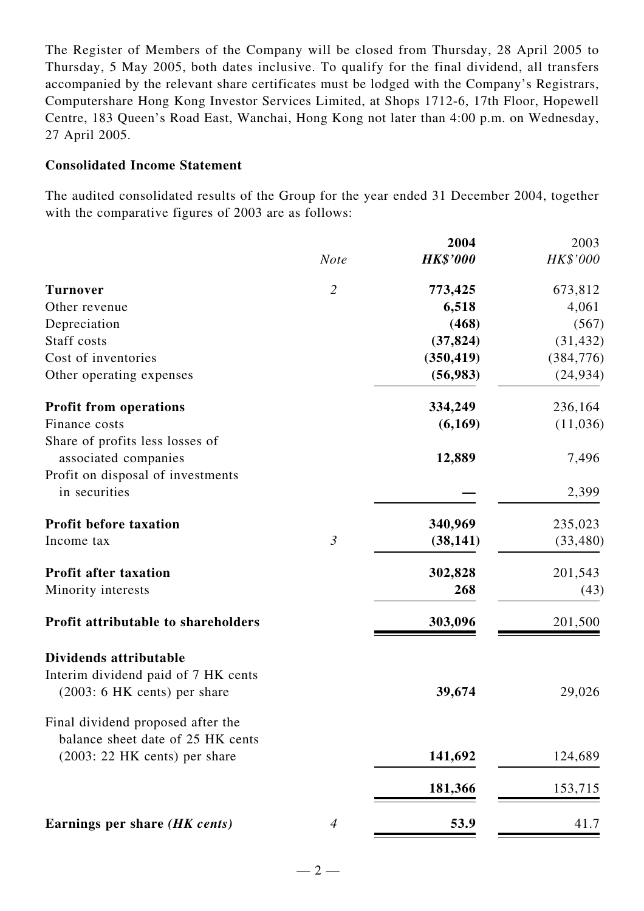The Register of Members of the Company will be closed from Thursday, 28 April 2005 to Thursday, 5 May 2005, both dates inclusive. To qualify for the final dividend, all transfers accompanied by the relevant share certificates must be lodged with the Company's Registrars, Computershare Hong Kong Investor Services Limited, at Shops 1712-6, 17th Floor, Hopewell Centre, 183 Queen's Road East, Wanchai, Hong Kong not later than 4:00 p.m. on Wednesday, 27 April 2005.

**Consolidated Income Statement**

The audited consolidated results of the Group for the year ended 31 December 2004, together with the comparative figures of 2003 are as follows:

| | *Note* | **2004** *HK$'000* | 2003 *HK$'000* |
|---|---|---|---|
| **Turnover** | *2* | **773,425** | 673,812 |
| Other revenue | | **6,518** | 4,061 |
| Depreciation | | **(468)** | (567) |
| Staff costs | | **(37,824)** | (31,432) |
| Cost of inventories | | **(350,419)** | (384,776) |
| Other operating expenses | | **(56,983)** | (24,934) |
| **Profit from operations** | | **334,249** | 236,164 |
| Finance costs | | **(6,169)** | (11,036) |
| Share of profits less losses of associated companies | | **12,889** | 7,496 |
| Profit on disposal of investments in securities | | **—** | 2,399 |
| **Profit before taxation** | | **340,969** | 235,023 |
| Income tax | *3* | **(38,141)** | (33,480) |
| **Profit after taxation** | | **302,828** | 201,543 |
| Minority interests | | **268** | (43) |
| **Profit attributable to shareholders** | | **303,096** | 201,500 |
| **Dividends attributable** | | | |
| Interim dividend paid of 7 HK cents (2003: 6 HK cents) per share | | **39,674** | 29,026 |
| Final dividend proposed after the balance sheet date of 25 HK cents (2003: 22 HK cents) per share | | **141,692** | 124,689 |
| | | **181,366** | 153,715 |
| **Earnings per share** ***(HK cents)*** | *4* | **53.9** | 41.7 |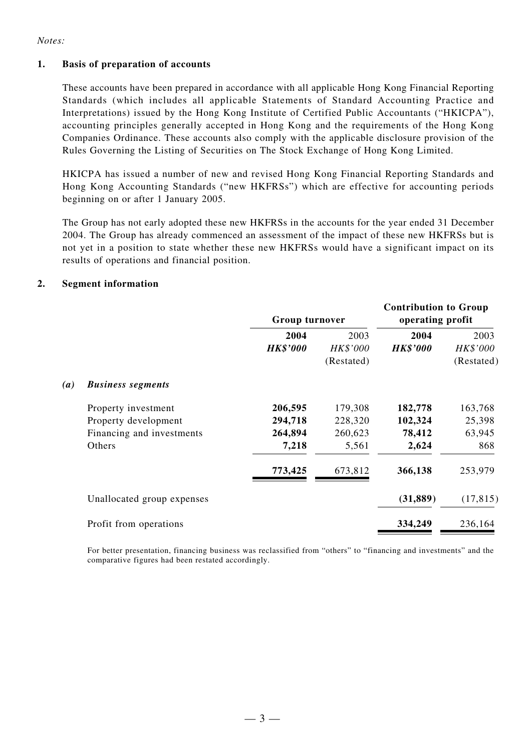*Notes:*

## 1. Basis of preparation of accounts

These accounts have been prepared in accordance with all applicable Hong Kong Financial Reporting Standards (which includes all applicable Statements of Standard Accounting Practice and Interpretations) issued by the Hong Kong Institute of Certified Public Accountants ("HKICPA"), accounting principles generally accepted in Hong Kong and the requirements of the Hong Kong Companies Ordinance. These accounts also comply with the applicable disclosure provision of the Rules Governing the Listing of Securities on The Stock Exchange of Hong Kong Limited.

HKICPA has issued a number of new and revised Hong Kong Financial Reporting Standards and Hong Kong Accounting Standards ("new HKFRSs") which are effective for accounting periods beginning on or after 1 January 2005.

The Group has not early adopted these new HKFRSs in the accounts for the year ended 31 December 2004. The Group has already commenced an assessment of the impact of these new HKFRSs but is not yet in a position to state whether these new HKFRSs would have a significant impact on its results of operations and financial position.

## 2. Segment information

| | **Group turnover** | | **Contribution to Group operating profit** | |
|---|---|---|---|---|
| | **2004** | 2003 | **2004** | 2003 |
| | ***HK$'000*** | *HK$'000* | ***HK$'000*** | *HK$'000* |
| | | (Restated) | | (Restated) |
| ***(a) Business segments*** | | | | |
| Property investment | **206,595** | 179,308 | **182,778** | 163,768 |
| Property development | **294,718** | 228,320 | **102,324** | 25,398 |
| Financing and investments | **264,894** | 260,623 | **78,412** | 63,945 |
| Others | **7,218** | 5,561 | **2,624** | 868 |
| | **773,425** | 673,812 | **366,138** | 253,979 |
| Unallocated group expenses | | | **(31,889)** | (17,815) |
| Profit from operations | | | **334,249** | 236,164 |

For better presentation, financing business was reclassified from "others" to "financing and investments" and the comparative figures had been restated accordingly.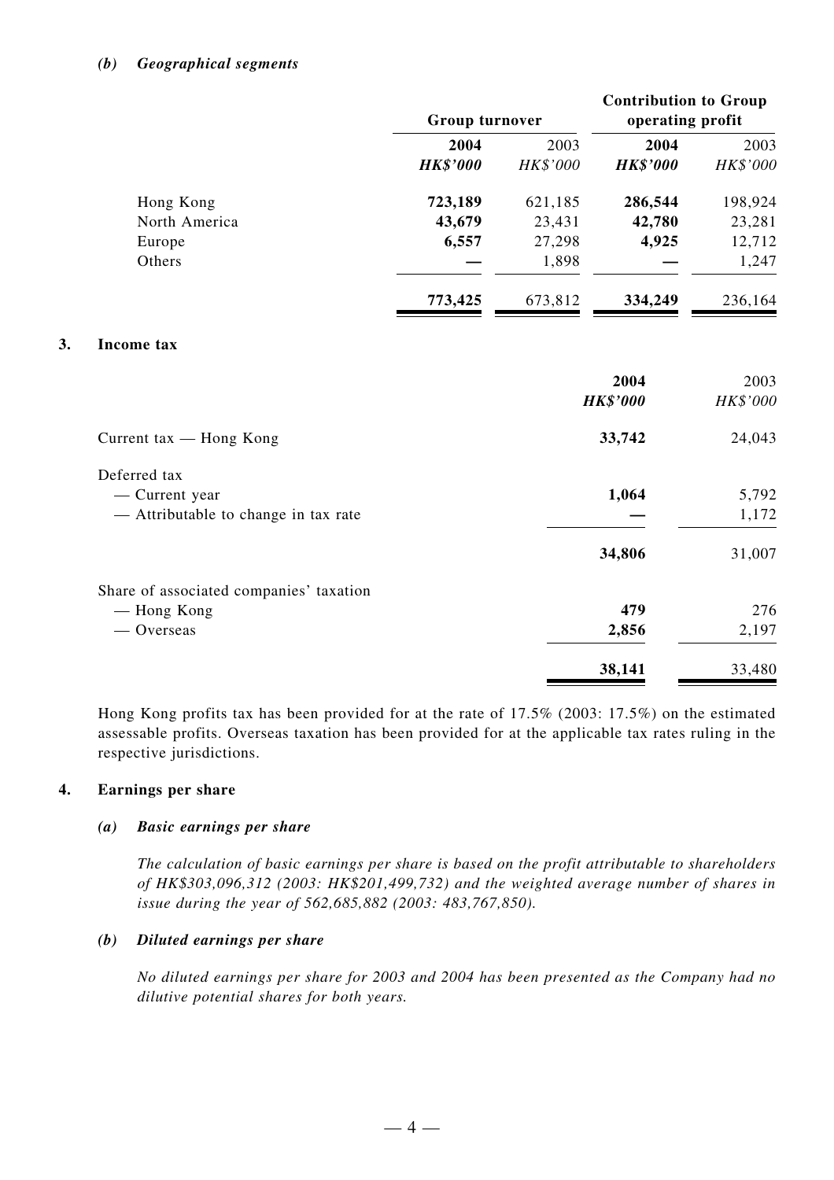*(b) Geographical segments*

| | Group turnover | | Contribution to Group operating profit | |
|---|---|---|---|---|
| | **2004** | 2003 | **2004** | 2003 |
| | ***HK$'000*** | *HK$'000* | ***HK$'000*** | *HK$'000* |
| Hong Kong | **723,189** | 621,185 | **286,544** | 198,924 |
| North America | **43,679** | 23,431 | **42,780** | 23,281 |
| Europe | **6,557** | 27,298 | **4,925** | 12,712 |
| Others | **—** | 1,898 | **—** | 1,247 |
| | **773,425** | 673,812 | **334,249** | 236,164 |

## 3. Income tax

| | **2004** | 2003 |
|---|---|---|
| | ***HK$'000*** | *HK$'000* |
| Current tax — Hong Kong | **33,742** | 24,043 |
| Deferred tax | | |
| — Current year | **1,064** | 5,792 |
| — Attributable to change in tax rate | **—** | 1,172 |
| | **34,806** | 31,007 |
| Share of associated companies' taxation | | |
| — Hong Kong | **479** | 276 |
| — Overseas | **2,856** | 2,197 |
| | **38,141** | 33,480 |

Hong Kong profits tax has been provided for at the rate of 17.5% (2003: 17.5%) on the estimated assessable profits. Overseas taxation has been provided for at the applicable tax rates ruling in the respective jurisdictions.

## 4. Earnings per share

### *(a) Basic earnings per share*

*The calculation of basic earnings per share is based on the profit attributable to shareholders of HK$303,096,312 (2003: HK$201,499,732) and the weighted average number of shares in issue during the year of 562,685,882 (2003: 483,767,850).*

### *(b) Diluted earnings per share*

*No diluted earnings per share for 2003 and 2004 has been presented as the Company had no dilutive potential shares for both years.*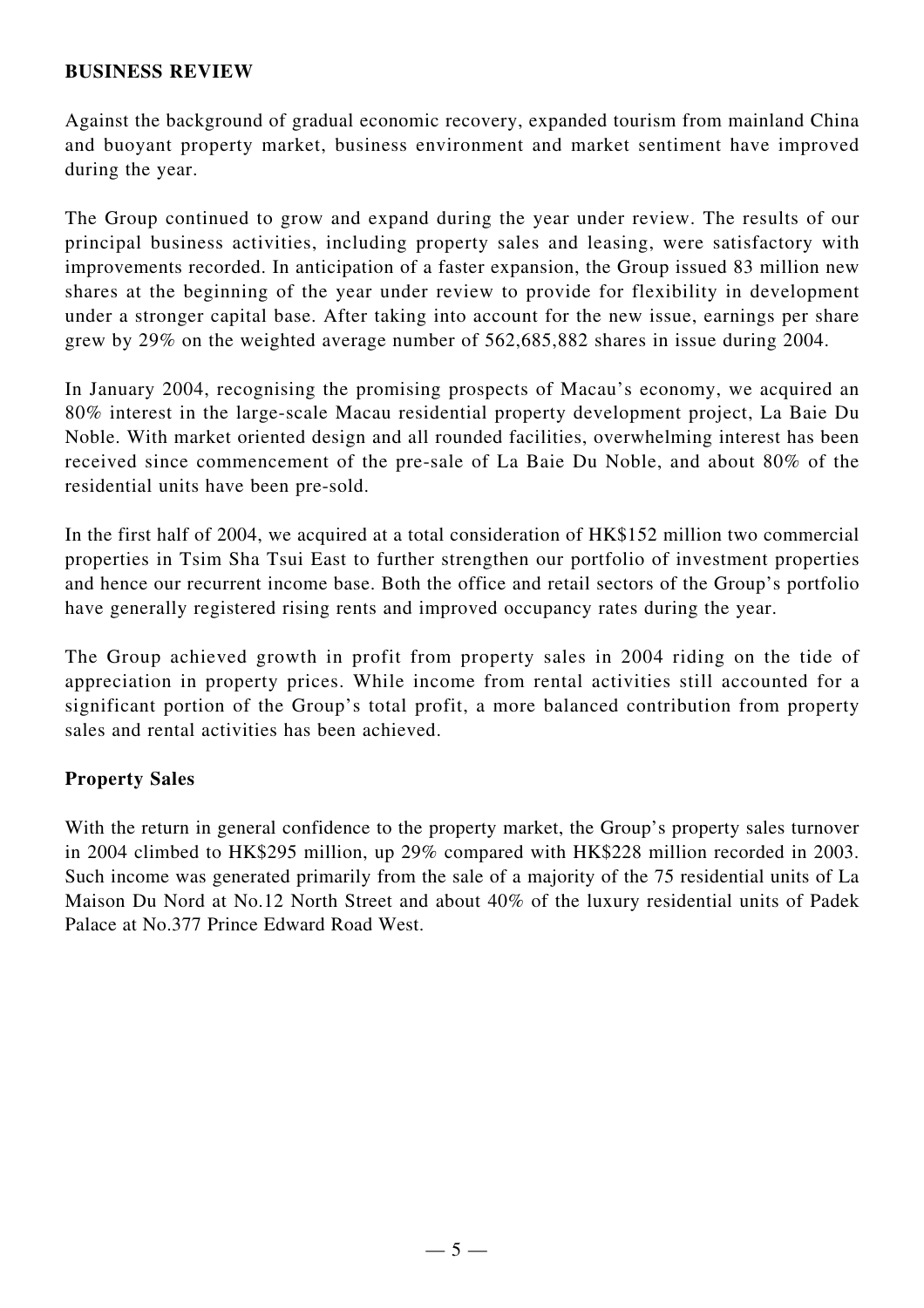## BUSINESS REVIEW

Against the background of gradual economic recovery, expanded tourism from mainland China and buoyant property market, business environment and market sentiment have improved during the year.

The Group continued to grow and expand during the year under review. The results of our principal business activities, including property sales and leasing, were satisfactory with improvements recorded. In anticipation of a faster expansion, the Group issued 83 million new shares at the beginning of the year under review to provide for flexibility in development under a stronger capital base. After taking into account for the new issue, earnings per share grew by 29% on the weighted average number of 562,685,882 shares in issue during 2004.

In January 2004, recognising the promising prospects of Macau's economy, we acquired an 80% interest in the large-scale Macau residential property development project, La Baie Du Noble. With market oriented design and all rounded facilities, overwhelming interest has been received since commencement of the pre-sale of La Baie Du Noble, and about 80% of the residential units have been pre-sold.

In the first half of 2004, we acquired at a total consideration of HK$152 million two commercial properties in Tsim Sha Tsui East to further strengthen our portfolio of investment properties and hence our recurrent income base. Both the office and retail sectors of the Group's portfolio have generally registered rising rents and improved occupancy rates during the year.

The Group achieved growth in profit from property sales in 2004 riding on the tide of appreciation in property prices. While income from rental activities still accounted for a significant portion of the Group's total profit, a more balanced contribution from property sales and rental activities has been achieved.

### Property Sales

With the return in general confidence to the property market, the Group's property sales turnover in 2004 climbed to HK$295 million, up 29% compared with HK$228 million recorded in 2003. Such income was generated primarily from the sale of a majority of the 75 residential units of La Maison Du Nord at No.12 North Street and about 40% of the luxury residential units of Padek Palace at No.377 Prince Edward Road West.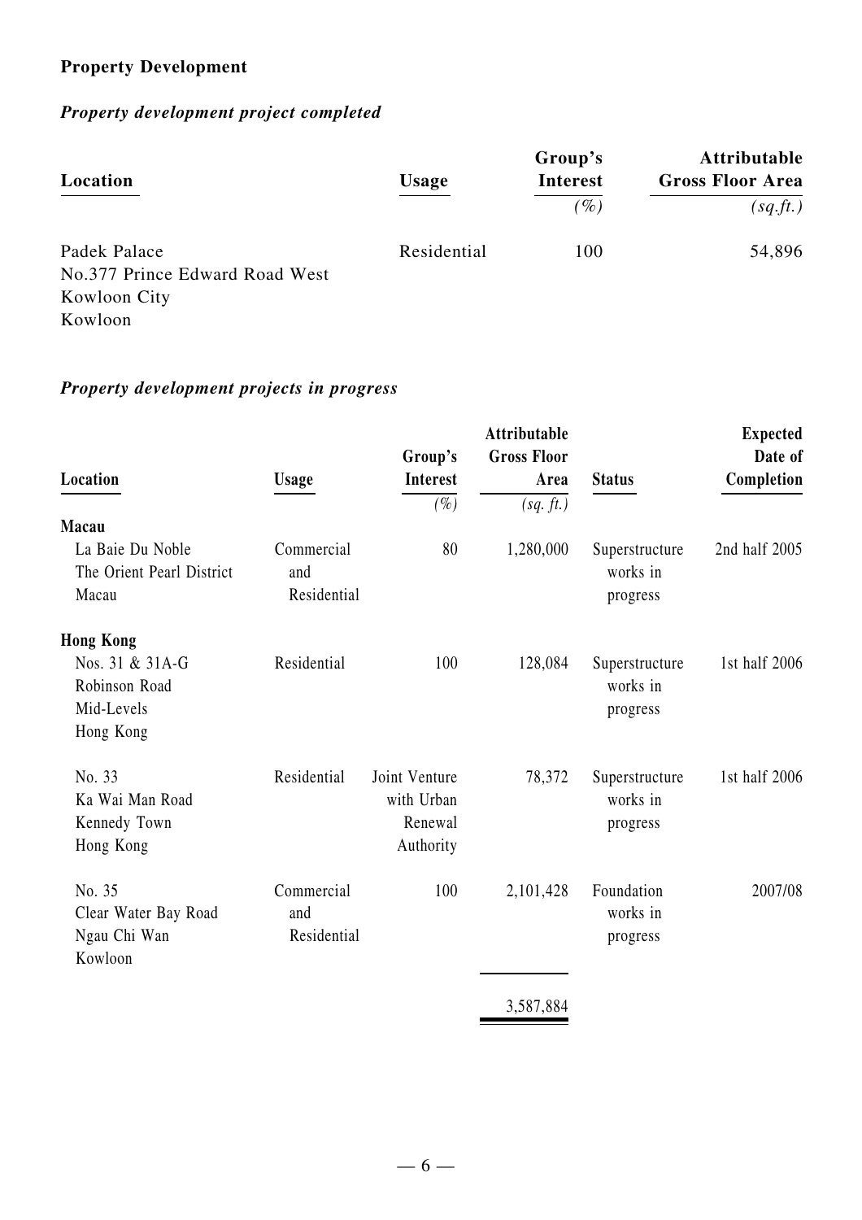## Property Development

### *Property development project completed*

| Location | Usage | Group's Interest | Attributable Gross Floor Area |
|---|---|---|---|
| | | *(%)* | *(sq.ft.)* |
| Padek Palace<br>No.377 Prince Edward Road West<br>Kowloon City<br>Kowloon | Residential | 100 | 54,896 |

### *Property development projects in progress*

| Location | Usage | Group's Interest | Attributable Gross Floor Area | Status | Expected Date of Completion |
|---|---|---|---|---|---|
| | | *(%)* | *(sq. ft.)* | | |
| **Macau** | | | | | |
| La Baie Du Noble<br>The Orient Pearl District<br>Macau | Commercial and Residential | 80 | 1,280,000 | Superstructure works in progress | 2nd half 2005 |
| **Hong Kong** | | | | | |
| Nos. 31 & 31A-G<br>Robinson Road<br>Mid-Levels<br>Hong Kong | Residential | 100 | 128,084 | Superstructure works in progress | 1st half 2006 |
| No. 33<br>Ka Wai Man Road<br>Kennedy Town<br>Hong Kong | Residential | Joint Venture with Urban Renewal Authority | 78,372 | Superstructure works in progress | 1st half 2006 |
| No. 35<br>Clear Water Bay Road<br>Ngau Chi Wan<br>Kowloon | Commercial and Residential | 100 | 2,101,428 | Foundation works in progress | 2007/08 |
| | | | 3,587,884 | | |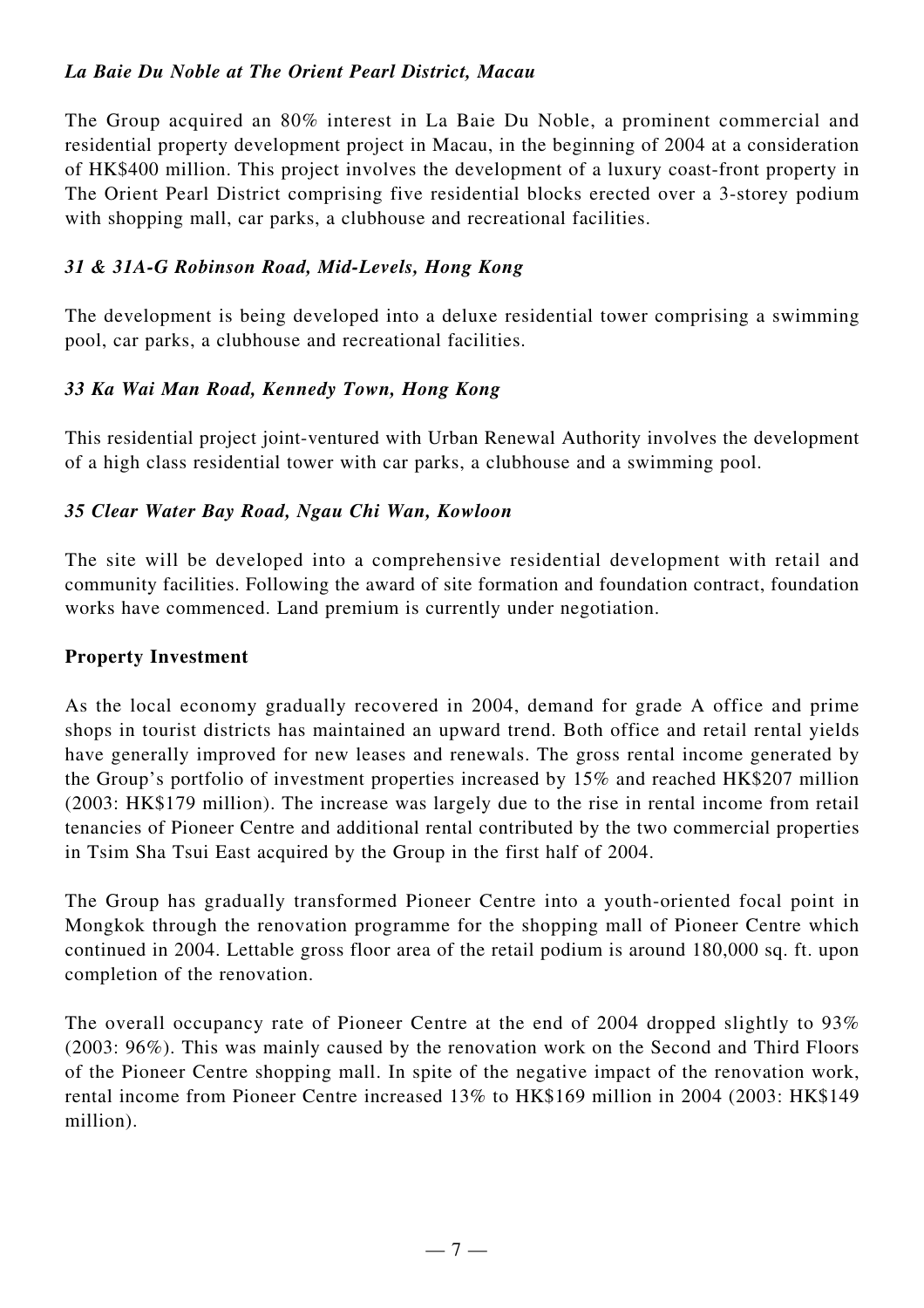*La Baie Du Noble at The Orient Pearl District, Macau*

The Group acquired an 80% interest in La Baie Du Noble, a prominent commercial and residential property development project in Macau, in the beginning of 2004 at a consideration of HK$400 million. This project involves the development of a luxury coast-front property in The Orient Pearl District comprising five residential blocks erected over a 3-storey podium with shopping mall, car parks, a clubhouse and recreational facilities.

*31 & 31A-G Robinson Road, Mid-Levels, Hong Kong*

The development is being developed into a deluxe residential tower comprising a swimming pool, car parks, a clubhouse and recreational facilities.

*33 Ka Wai Man Road, Kennedy Town, Hong Kong*

This residential project joint-ventured with Urban Renewal Authority involves the development of a high class residential tower with car parks, a clubhouse and a swimming pool.

*35 Clear Water Bay Road, Ngau Chi Wan, Kowloon*

The site will be developed into a comprehensive residential development with retail and community facilities. Following the award of site formation and foundation contract, foundation works have commenced. Land premium is currently under negotiation.

**Property Investment**

As the local economy gradually recovered in 2004, demand for grade A office and prime shops in tourist districts has maintained an upward trend. Both office and retail rental yields have generally improved for new leases and renewals. The gross rental income generated by the Group's portfolio of investment properties increased by 15% and reached HK$207 million (2003: HK$179 million). The increase was largely due to the rise in rental income from retail tenancies of Pioneer Centre and additional rental contributed by the two commercial properties in Tsim Sha Tsui East acquired by the Group in the first half of 2004.

The Group has gradually transformed Pioneer Centre into a youth-oriented focal point in Mongkok through the renovation programme for the shopping mall of Pioneer Centre which continued in 2004. Lettable gross floor area of the retail podium is around 180,000 sq. ft. upon completion of the renovation.

The overall occupancy rate of Pioneer Centre at the end of 2004 dropped slightly to 93% (2003: 96%). This was mainly caused by the renovation work on the Second and Third Floors of the Pioneer Centre shopping mall. In spite of the negative impact of the renovation work, rental income from Pioneer Centre increased 13% to HK$169 million in 2004 (2003: HK$149 million).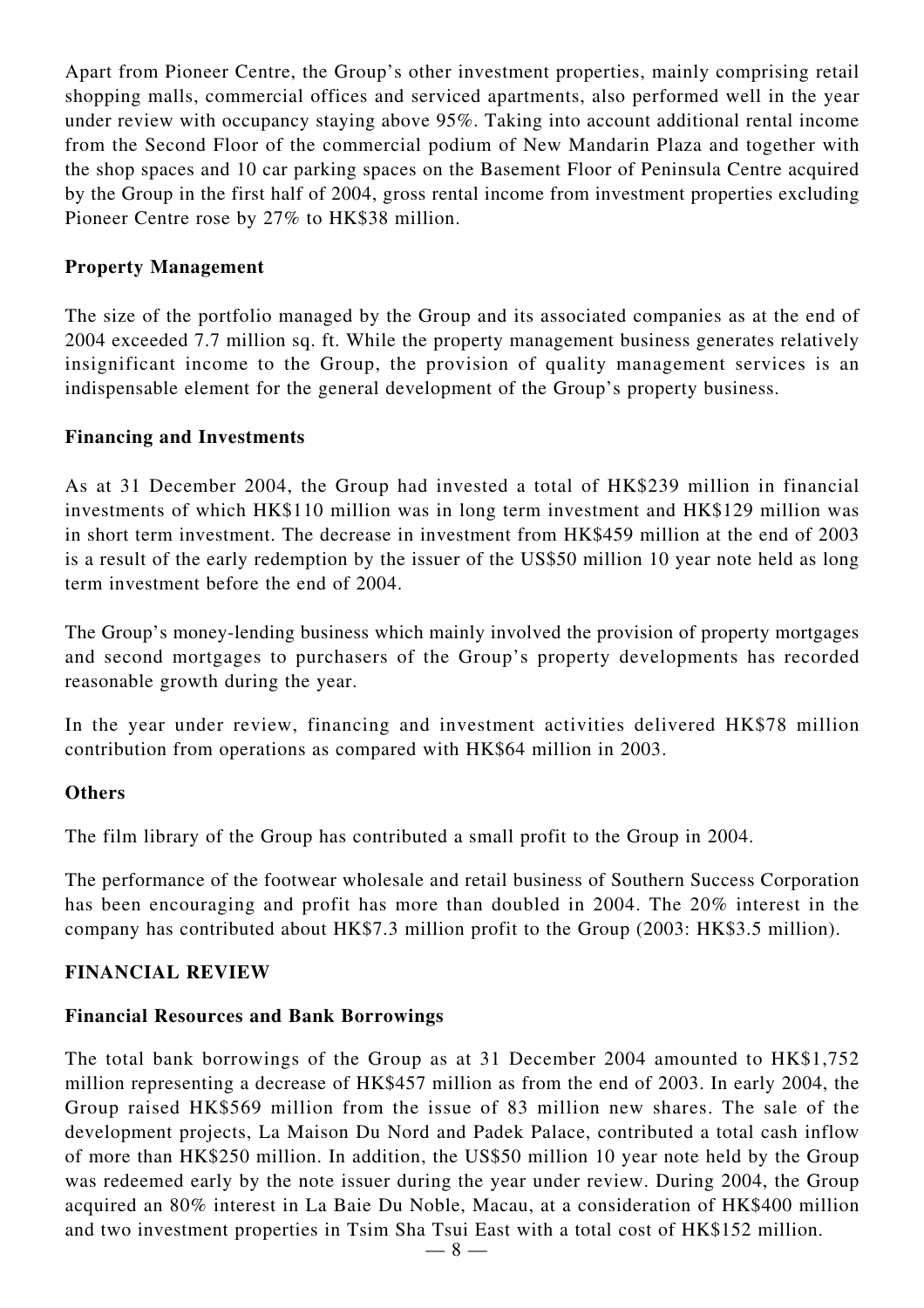Apart from Pioneer Centre, the Group's other investment properties, mainly comprising retail shopping malls, commercial offices and serviced apartments, also performed well in the year under review with occupancy staying above 95%. Taking into account additional rental income from the Second Floor of the commercial podium of New Mandarin Plaza and together with the shop spaces and 10 car parking spaces on the Basement Floor of Peninsula Centre acquired by the Group in the first half of 2004, gross rental income from investment properties excluding Pioneer Centre rose by 27% to HK$38 million.

**Property Management**

The size of the portfolio managed by the Group and its associated companies as at the end of 2004 exceeded 7.7 million sq. ft. While the property management business generates relatively insignificant income to the Group, the provision of quality management services is an indispensable element for the general development of the Group's property business.

**Financing and Investments**

As at 31 December 2004, the Group had invested a total of HK$239 million in financial investments of which HK$110 million was in long term investment and HK$129 million was in short term investment. The decrease in investment from HK$459 million at the end of 2003 is a result of the early redemption by the issuer of the US$50 million 10 year note held as long term investment before the end of 2004.

The Group's money-lending business which mainly involved the provision of property mortgages and second mortgages to purchasers of the Group's property developments has recorded reasonable growth during the year.

In the year under review, financing and investment activities delivered HK$78 million contribution from operations as compared with HK$64 million in 2003.

**Others**

The film library of the Group has contributed a small profit to the Group in 2004.

The performance of the footwear wholesale and retail business of Southern Success Corporation has been encouraging and profit has more than doubled in 2004. The 20% interest in the company has contributed about HK$7.3 million profit to the Group (2003: HK$3.5 million).

## FINANCIAL REVIEW

**Financial Resources and Bank Borrowings**

The total bank borrowings of the Group as at 31 December 2004 amounted to HK$1,752 million representing a decrease of HK$457 million as from the end of 2003. In early 2004, the Group raised HK$569 million from the issue of 83 million new shares. The sale of the development projects, La Maison Du Nord and Padek Palace, contributed a total cash inflow of more than HK$250 million. In addition, the US$50 million 10 year note held by the Group was redeemed early by the note issuer during the year under review. During 2004, the Group acquired an 80% interest in La Baie Du Noble, Macau, at a consideration of HK$400 million and two investment properties in Tsim Sha Tsui East with a total cost of HK$152 million.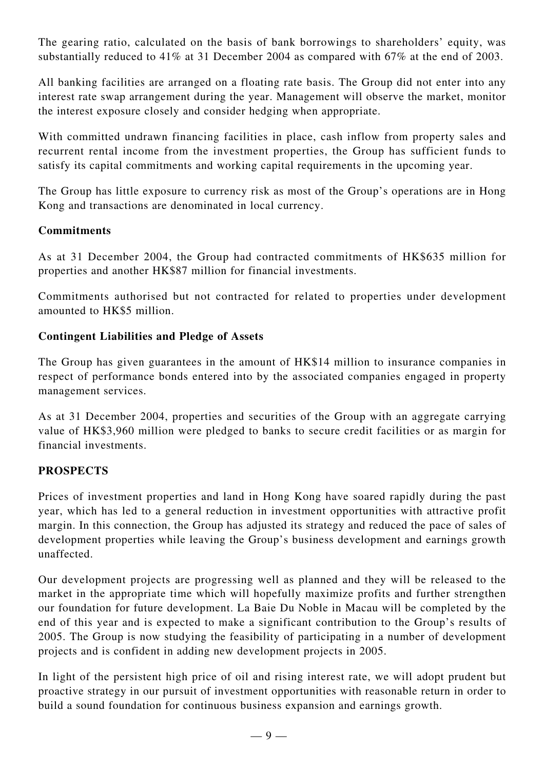The gearing ratio, calculated on the basis of bank borrowings to shareholders' equity, was substantially reduced to 41% at 31 December 2004 as compared with 67% at the end of 2003.

All banking facilities are arranged on a floating rate basis. The Group did not enter into any interest rate swap arrangement during the year. Management will observe the market, monitor the interest exposure closely and consider hedging when appropriate.

With committed undrawn financing facilities in place, cash inflow from property sales and recurrent rental income from the investment properties, the Group has sufficient funds to satisfy its capital commitments and working capital requirements in the upcoming year.

The Group has little exposure to currency risk as most of the Group's operations are in Hong Kong and transactions are denominated in local currency.

**Commitments**

As at 31 December 2004, the Group had contracted commitments of HK$635 million for properties and another HK$87 million for financial investments.

Commitments authorised but not contracted for related to properties under development amounted to HK$5 million.

**Contingent Liabilities and Pledge of Assets**

The Group has given guarantees in the amount of HK$14 million to insurance companies in respect of performance bonds entered into by the associated companies engaged in property management services.

As at 31 December 2004, properties and securities of the Group with an aggregate carrying value of HK$3,960 million were pledged to banks to secure credit facilities or as margin for financial investments.

## PROSPECTS

Prices of investment properties and land in Hong Kong have soared rapidly during the past year, which has led to a general reduction in investment opportunities with attractive profit margin. In this connection, the Group has adjusted its strategy and reduced the pace of sales of development properties while leaving the Group's business development and earnings growth unaffected.

Our development projects are progressing well as planned and they will be released to the market in the appropriate time which will hopefully maximize profits and further strengthen our foundation for future development. La Baie Du Noble in Macau will be completed by the end of this year and is expected to make a significant contribution to the Group's results of 2005. The Group is now studying the feasibility of participating in a number of development projects and is confident in adding new development projects in 2005.

In light of the persistent high price of oil and rising interest rate, we will adopt prudent but proactive strategy in our pursuit of investment opportunities with reasonable return in order to build a sound foundation for continuous business expansion and earnings growth.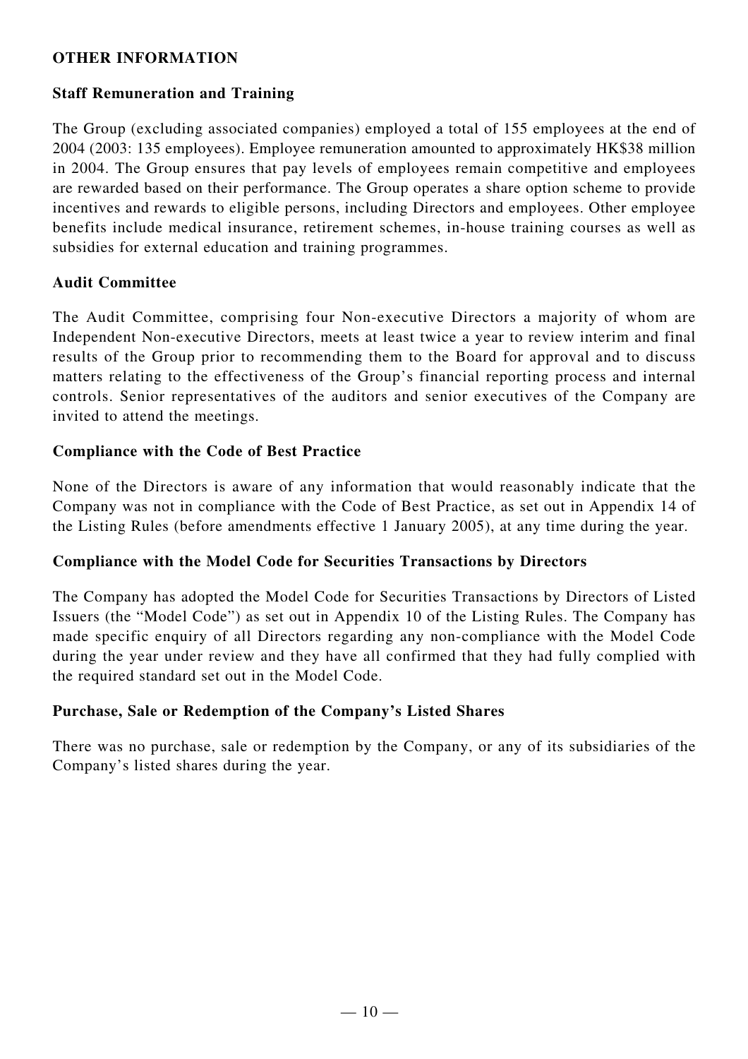## OTHER INFORMATION

### Staff Remuneration and Training

The Group (excluding associated companies) employed a total of 155 employees at the end of 2004 (2003: 135 employees). Employee remuneration amounted to approximately HK$38 million in 2004. The Group ensures that pay levels of employees remain competitive and employees are rewarded based on their performance. The Group operates a share option scheme to provide incentives and rewards to eligible persons, including Directors and employees. Other employee benefits include medical insurance, retirement schemes, in-house training courses as well as subsidies for external education and training programmes.

### Audit Committee

The Audit Committee, comprising four Non-executive Directors a majority of whom are Independent Non-executive Directors, meets at least twice a year to review interim and final results of the Group prior to recommending them to the Board for approval and to discuss matters relating to the effectiveness of the Group's financial reporting process and internal controls. Senior representatives of the auditors and senior executives of the Company are invited to attend the meetings.

### Compliance with the Code of Best Practice

None of the Directors is aware of any information that would reasonably indicate that the Company was not in compliance with the Code of Best Practice, as set out in Appendix 14 of the Listing Rules (before amendments effective 1 January 2005), at any time during the year.

### Compliance with the Model Code for Securities Transactions by Directors

The Company has adopted the Model Code for Securities Transactions by Directors of Listed Issuers (the "Model Code") as set out in Appendix 10 of the Listing Rules. The Company has made specific enquiry of all Directors regarding any non-compliance with the Model Code during the year under review and they have all confirmed that they had fully complied with the required standard set out in the Model Code.

### Purchase, Sale or Redemption of the Company's Listed Shares

There was no purchase, sale or redemption by the Company, or any of its subsidiaries of the Company's listed shares during the year.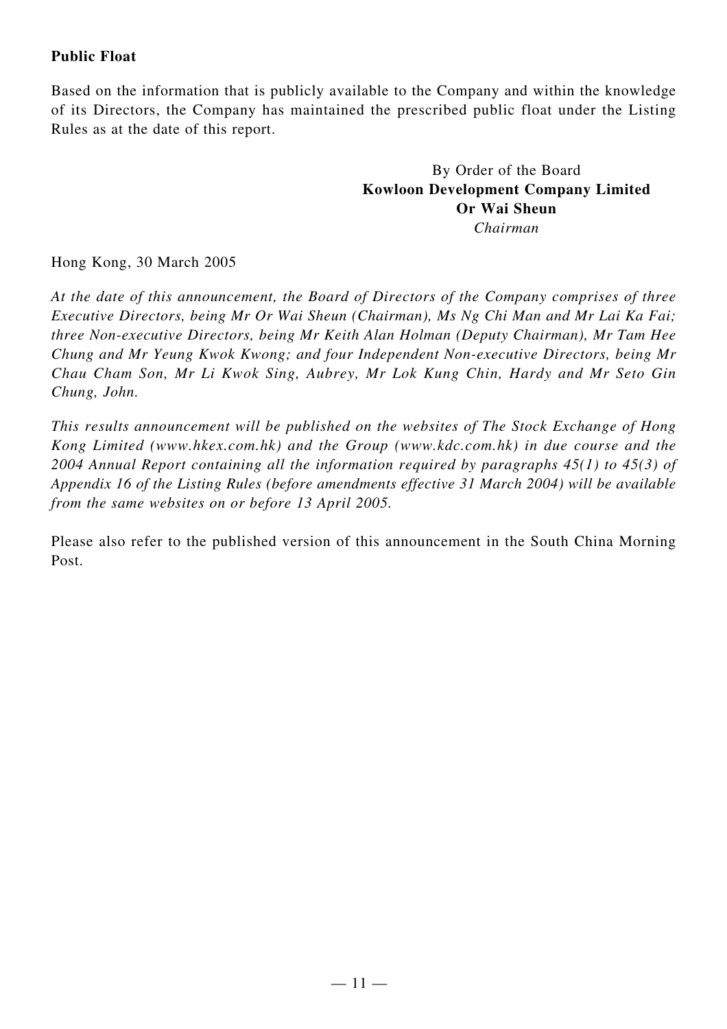**Public Float**

Based on the information that is publicly available to the Company and within the knowledge of its Directors, the Company has maintained the prescribed public float under the Listing Rules as at the date of this report.

By Order of the Board
**Kowloon Development Company Limited**
**Or Wai Sheun**
*Chairman*

Hong Kong, 30 March 2005

*At the date of this announcement, the Board of Directors of the Company comprises of three Executive Directors, being Mr Or Wai Sheun (Chairman), Ms Ng Chi Man and Mr Lai Ka Fai; three Non-executive Directors, being Mr Keith Alan Holman (Deputy Chairman), Mr Tam Hee Chung and Mr Yeung Kwok Kwong; and four Independent Non-executive Directors, being Mr Chau Cham Son, Mr Li Kwok Sing, Aubrey, Mr Lok Kung Chin, Hardy and Mr Seto Gin Chung, John.*

*This results announcement will be published on the websites of The Stock Exchange of Hong Kong Limited (www.hkex.com.hk) and the Group (www.kdc.com.hk) in due course and the 2004 Annual Report containing all the information required by paragraphs 45(1) to 45(3) of Appendix 16 of the Listing Rules (before amendments effective 31 March 2004) will be available from the same websites on or before 13 April 2005.*

Please also refer to the published version of this announcement in the South China Morning Post.